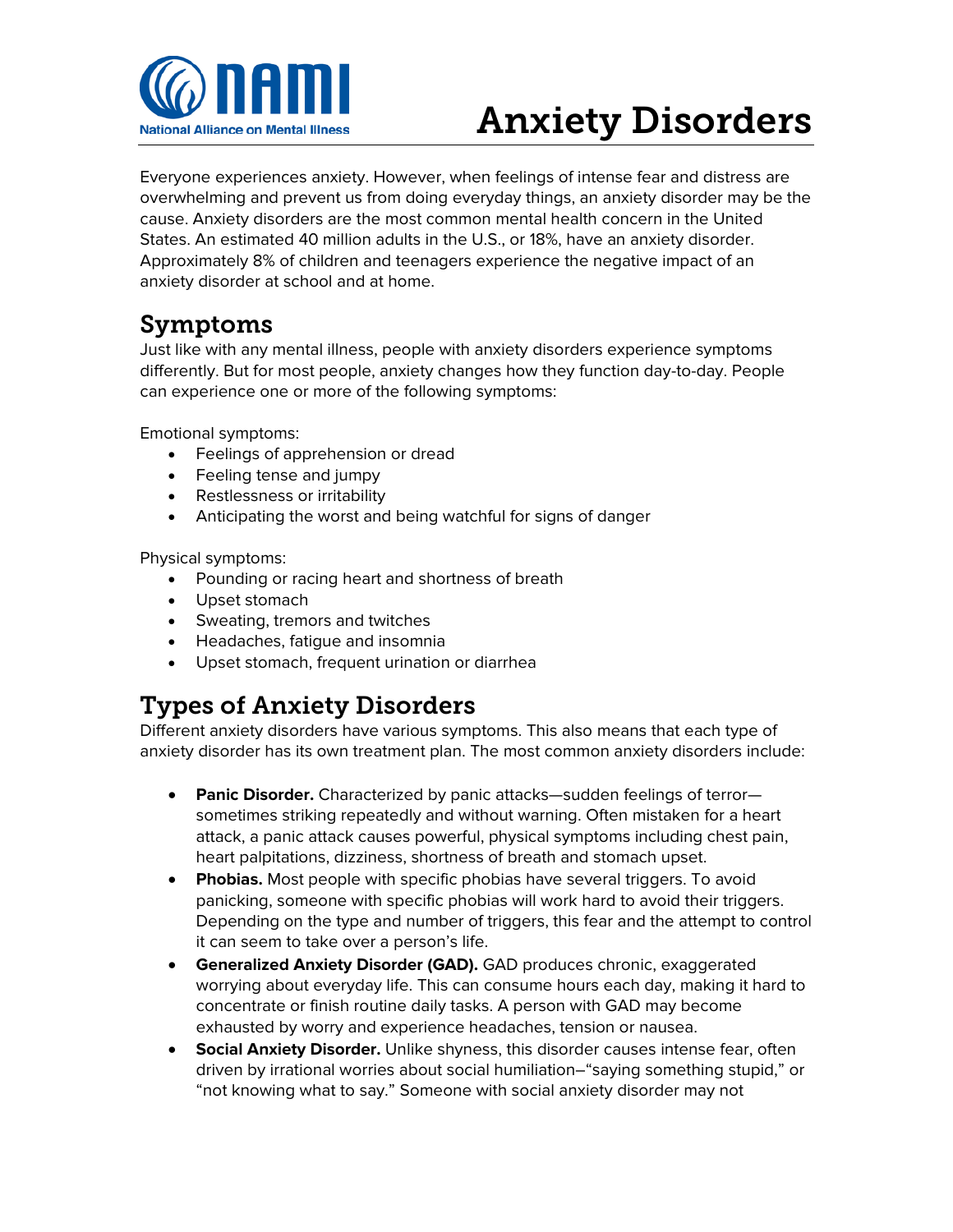# Anxiety Disorders

Everyone experiences anxiety. However, when feelings of intense fear and distress are overwhelming and prevent us from doing everyday things, an anxiety disorder may be the cause. Anxiety disorders are the most common mental health concern in the United States. An estimated 40 million adults in the U.S., or 18%, have an anxiety disorder. Approximately 8% of children and teenagers experience the negative impact of an anxiety disorder at school and at home.

## Symptoms

Just like with any mental illness, people with anxiety disorders experience symptoms differently. But for most people, anxiety changes how they function day-to-day. People can experience one or more of the following symptoms:

Emotional symptoms:

- Feelings of apprehension or dread
- Feeling tense and jumpy
- Restlessness or irritability
- Anticipating the worst and being watchful for signs of danger

Physical symptoms:

- Pounding or racing heart and shortness of breath
- Upset stomach
- Sweating, tremors and twitches
- Headaches, fatigue and insomnia
- Upset stomach, frequent urination or diarrhea

## Types of Anxiety Disorders

Different anxiety disorders have various symptoms. This also means that each type of anxiety disorder has its own treatment plan. The most common anxiety disorders include:

- **Panic Disorder.** Characterized by panic attacks—sudden feelings of terror—sometimes striking repeatedly and without warning. Often mistaken for a heart attack, a panic attack causes powerful, physical symptoms including chest pain, heart palpitations, dizziness, shortness of breath and stomach upset.
- **Phobias.** Most people with specific phobias have several triggers. To avoid panicking, someone with specific phobias will work hard to avoid their triggers. Depending on the type and number of triggers, this fear and the attempt to control it can seem to take over a person's life.
- **Generalized Anxiety Disorder (GAD).** GAD produces chronic, exaggerated worrying about everyday life. This can consume hours each day, making it hard to concentrate or finish routine daily tasks. A person with GAD may become exhausted by worry and experience headaches, tension or nausea.
- **Social Anxiety Disorder.** Unlike shyness, this disorder causes intense fear, often driven by irrational worries about social humiliation–"saying something stupid," or "not knowing what to say." Someone with social anxiety disorder may not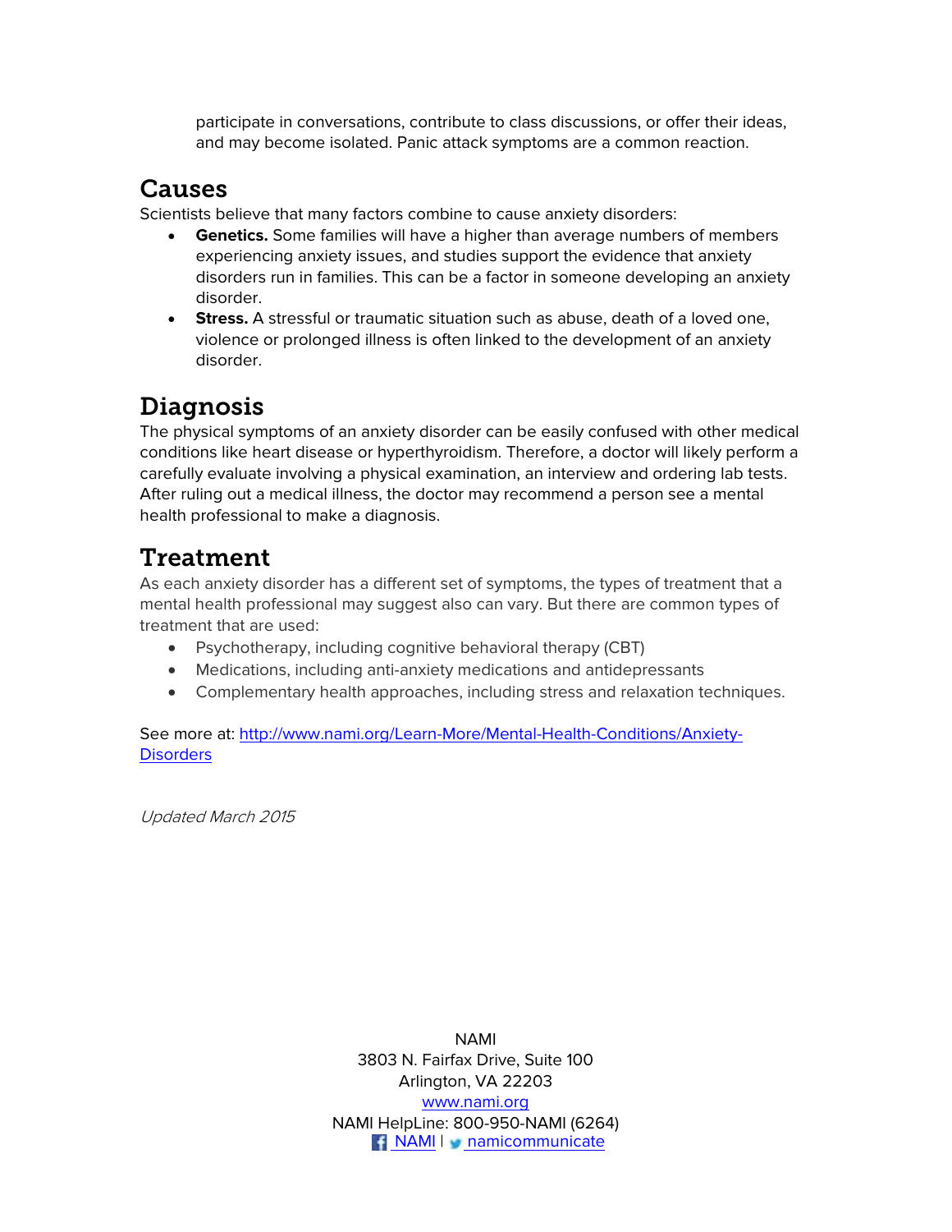participate in conversations, contribute to class discussions, or offer their ideas, and may become isolated. Panic attack symptoms are a common reaction.

## Causes

Scientists believe that many factors combine to cause anxiety disorders:

- **Genetics.** Some families will have a higher than average numbers of members experiencing anxiety issues, and studies support the evidence that anxiety disorders run in families. This can be a factor in someone developing an anxiety disorder.
- **Stress.** A stressful or traumatic situation such as abuse, death of a loved one, violence or prolonged illness is often linked to the development of an anxiety disorder.

## Diagnosis

The physical symptoms of an anxiety disorder can be easily confused with other medical conditions like heart disease or hyperthyroidism. Therefore, a doctor will likely perform a carefully evaluate involving a physical examination, an interview and ordering lab tests. After ruling out a medical illness, the doctor may recommend a person see a mental health professional to make a diagnosis.

## Treatment

As each anxiety disorder has a different set of symptoms, the types of treatment that a mental health professional may suggest also can vary. But there are common types of treatment that are used:

- Psychotherapy, including cognitive behavioral therapy (CBT)
- Medications, including anti-anxiety medications and antidepressants
- Complementary health approaches, including stress and relaxation techniques.

See more at: [http://www.nami.org/Learn-More/Mental-Health-Conditions/Anxiety-Disorders](http://www.nami.org/Learn-More/Mental-Health-Conditions/Anxiety-Disorders)

*Updated March 2015*

NAMI
3803 N. Fairfax Drive, Suite 100
Arlington, VA 22203
[www.nami.org](http://www.nami.org)
NAMI HelpLine: 800-950-NAMI (6264)
NAMI | namicommunicate